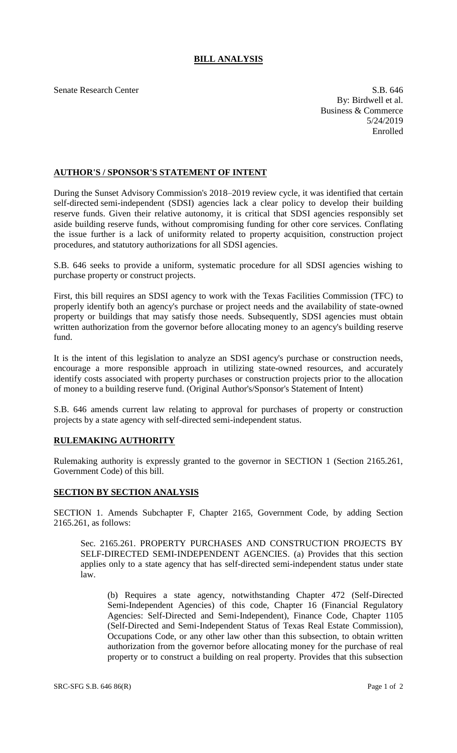# BILL ANALYSIS

Senate Research Center

S.B. 646
By: Birdwell et al.
Business & Commerce
5/24/2019
Enrolled

## AUTHOR'S / SPONSOR'S STATEMENT OF INTENT

During the Sunset Advisory Commission's 2018–2019 review cycle, it was identified that certain self-directed semi-independent (SDSI) agencies lack a clear policy to develop their building reserve funds. Given their relative autonomy, it is critical that SDSI agencies responsibly set aside building reserve funds, without compromising funding for other core services. Conflating the issue further is a lack of uniformity related to property acquisition, construction project procedures, and statutory authorizations for all SDSI agencies.

S.B. 646 seeks to provide a uniform, systematic procedure for all SDSI agencies wishing to purchase property or construct projects.

First, this bill requires an SDSI agency to work with the Texas Facilities Commission (TFC) to properly identify both an agency's purchase or project needs and the availability of state-owned property or buildings that may satisfy those needs. Subsequently, SDSI agencies must obtain written authorization from the governor before allocating money to an agency's building reserve fund.

It is the intent of this legislation to analyze an SDSI agency's purchase or construction needs, encourage a more responsible approach in utilizing state-owned resources, and accurately identify costs associated with property purchases or construction projects prior to the allocation of money to a building reserve fund. (Original Author's/Sponsor's Statement of Intent)

S.B. 646 amends current law relating to approval for purchases of property or construction projects by a state agency with self-directed semi-independent status.

## RULEMAKING AUTHORITY

Rulemaking authority is expressly granted to the governor in SECTION 1 (Section 2165.261, Government Code) of this bill.

## SECTION BY SECTION ANALYSIS

SECTION 1. Amends Subchapter F, Chapter 2165, Government Code, by adding Section 2165.261, as follows:

Sec. 2165.261. PROPERTY PURCHASES AND CONSTRUCTION PROJECTS BY SELF-DIRECTED SEMI-INDEPENDENT AGENCIES. (a) Provides that this section applies only to a state agency that has self-directed semi-independent status under state law.

(b) Requires a state agency, notwithstanding Chapter 472 (Self-Directed Semi-Independent Agencies) of this code, Chapter 16 (Financial Regulatory Agencies: Self-Directed and Semi-Independent), Finance Code, Chapter 1105 (Self-Directed and Semi-Independent Status of Texas Real Estate Commission), Occupations Code, or any other law other than this subsection, to obtain written authorization from the governor before allocating money for the purchase of real property or to construct a building on real property. Provides that this subsection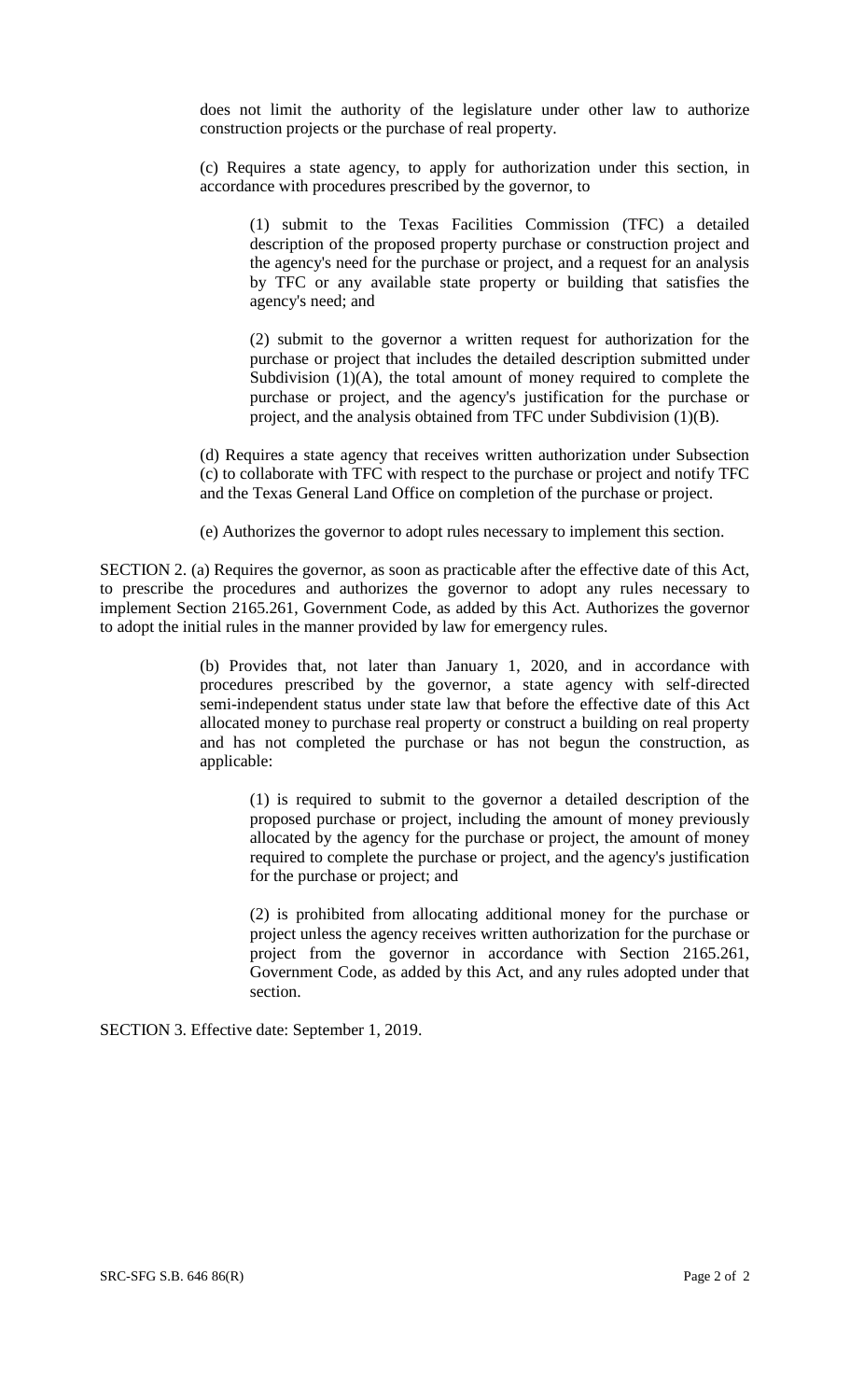does not limit the authority of the legislature under other law to authorize construction projects or the purchase of real property.

(c) Requires a state agency, to apply for authorization under this section, in accordance with procedures prescribed by the governor, to

(1) submit to the Texas Facilities Commission (TFC) a detailed description of the proposed property purchase or construction project and the agency's need for the purchase or project, and a request for an analysis by TFC or any available state property or building that satisfies the agency's need; and

(2) submit to the governor a written request for authorization for the purchase or project that includes the detailed description submitted under Subdivision (1)(A), the total amount of money required to complete the purchase or project, and the agency's justification for the purchase or project, and the analysis obtained from TFC under Subdivision (1)(B).

(d) Requires a state agency that receives written authorization under Subsection (c) to collaborate with TFC with respect to the purchase or project and notify TFC and the Texas General Land Office on completion of the purchase or project.

(e) Authorizes the governor to adopt rules necessary to implement this section.

SECTION 2. (a) Requires the governor, as soon as practicable after the effective date of this Act, to prescribe the procedures and authorizes the governor to adopt any rules necessary to implement Section 2165.261, Government Code, as added by this Act. Authorizes the governor to adopt the initial rules in the manner provided by law for emergency rules.

(b) Provides that, not later than January 1, 2020, and in accordance with procedures prescribed by the governor, a state agency with self-directed semi-independent status under state law that before the effective date of this Act allocated money to purchase real property or construct a building on real property and has not completed the purchase or has not begun the construction, as applicable:

(1) is required to submit to the governor a detailed description of the proposed purchase or project, including the amount of money previously allocated by the agency for the purchase or project, the amount of money required to complete the purchase or project, and the agency's justification for the purchase or project; and

(2) is prohibited from allocating additional money for the purchase or project unless the agency receives written authorization for the purchase or project from the governor in accordance with Section 2165.261, Government Code, as added by this Act, and any rules adopted under that section.

SECTION 3. Effective date: September 1, 2019.